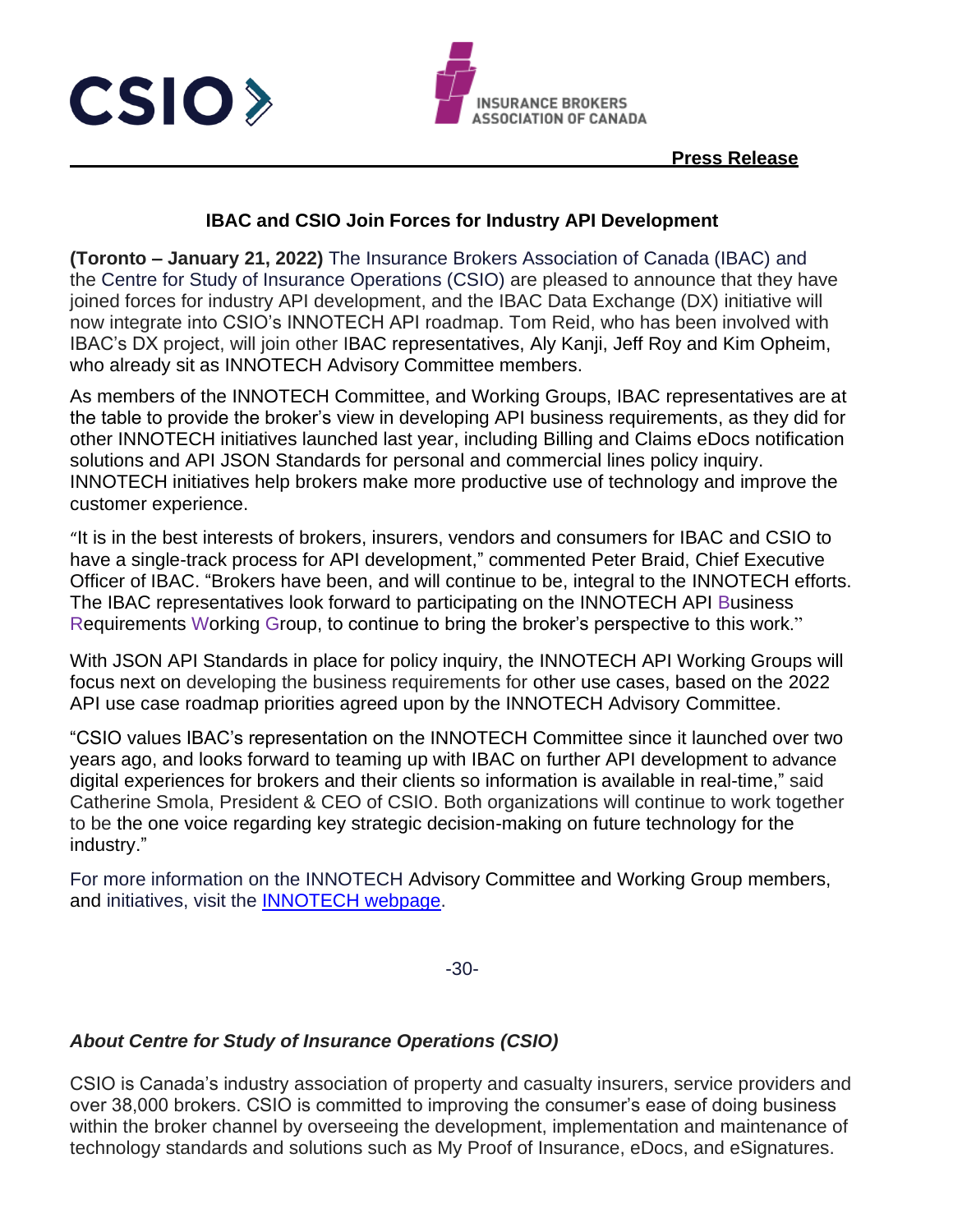CSIO

INSURANCE BROKERS ASSOCIATION OF CANADA

**Press Release**

## IBAC and CSIO Join Forces for Industry API Development

**(Toronto – January 21, 2022)** The Insurance Brokers Association of Canada (IBAC) and the Centre for Study of Insurance Operations (CSIO) are pleased to announce that they have joined forces for industry API development, and the IBAC Data Exchange (DX) initiative will now integrate into CSIO's INNOTECH API roadmap. Tom Reid, who has been involved with IBAC's DX project, will join other IBAC representatives, Aly Kanji, Jeff Roy and Kim Opheim, who already sit as INNOTECH Advisory Committee members.

As members of the INNOTECH Committee, and Working Groups, IBAC representatives are at the table to provide the broker's view in developing API business requirements, as they did for other INNOTECH initiatives launched last year, including Billing and Claims eDocs notification solutions and API JSON Standards for personal and commercial lines policy inquiry. INNOTECH initiatives help brokers make more productive use of technology and improve the customer experience.

"It is in the best interests of brokers, insurers, vendors and consumers for IBAC and CSIO to have a single-track process for API development," commented Peter Braid, Chief Executive Officer of IBAC. "Brokers have been, and will continue to be, integral to the INNOTECH efforts. The IBAC representatives look forward to participating on the INNOTECH API Business Requirements Working Group, to continue to bring the broker's perspective to this work."

With JSON API Standards in place for policy inquiry, the INNOTECH API Working Groups will focus next on developing the business requirements for other use cases, based on the 2022 API use case roadmap priorities agreed upon by the INNOTECH Advisory Committee.

"CSIO values IBAC's representation on the INNOTECH Committee since it launched over two years ago, and looks forward to teaming up with IBAC on further API development to advance digital experiences for brokers and their clients so information is available in real-time," said Catherine Smola, President & CEO of CSIO. Both organizations will continue to work together to be the one voice regarding key strategic decision-making on future technology for the industry."

For more information on the INNOTECH Advisory Committee and Working Group members, and initiatives, visit the [INNOTECH webpage](#).

-30-

### *About Centre for Study of Insurance Operations (CSIO)*

CSIO is Canada's industry association of property and casualty insurers, service providers and over 38,000 brokers. CSIO is committed to improving the consumer's ease of doing business within the broker channel by overseeing the development, implementation and maintenance of technology standards and solutions such as My Proof of Insurance, eDocs, and eSignatures.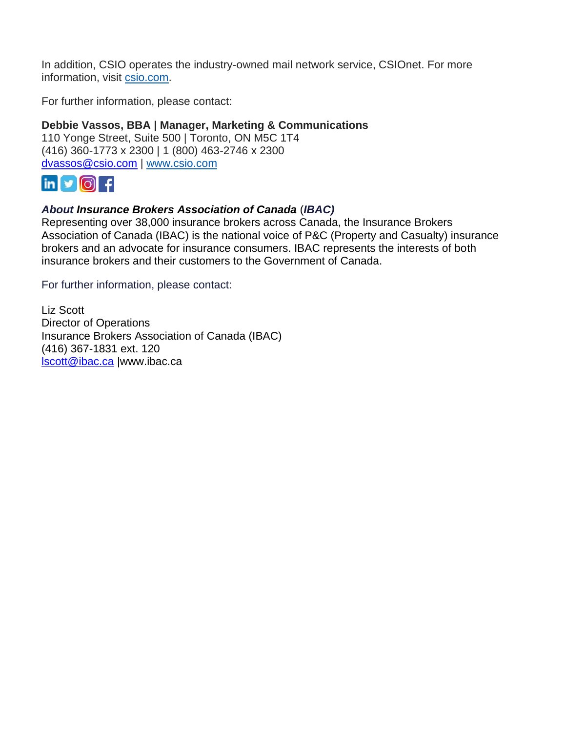In addition, CSIO operates the industry-owned mail network service, CSIOnet. For more information, visit csio.com.

For further information, please contact:

**Debbie Vassos, BBA | Manager, Marketing & Communications**
110 Yonge Street, Suite 500 | Toronto, ON M5C 1T4
(416) 360-1773 x 2300 | 1 (800) 463-2746 x 2300
dvassos@csio.com | www.csio.com

***About Insurance Brokers Association of Canada (IBAC)***
Representing over 38,000 insurance brokers across Canada, the Insurance Brokers Association of Canada (IBAC) is the national voice of P&C (Property and Casualty) insurance brokers and an advocate for insurance consumers. IBAC represents the interests of both insurance brokers and their customers to the Government of Canada.

For further information, please contact:

Liz Scott
Director of Operations
Insurance Brokers Association of Canada (IBAC)
(416) 367-1831 ext. 120
lscott@ibac.ca |www.ibac.ca